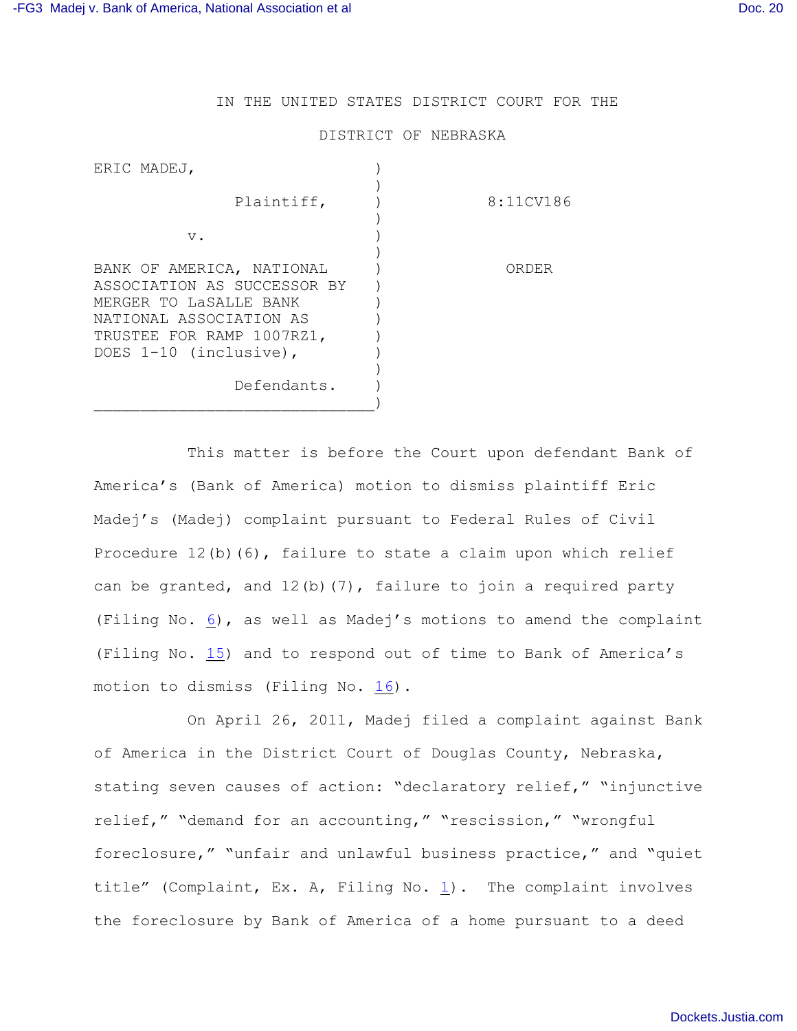IN THE UNITED STATES DISTRICT COURT FOR THE

DISTRICT OF NEBRASKA

| | | |
|---|---|---|
| ERIC MADEJ, | ) | |
| Plaintiff, | ) | 8:11CV186 |
| v. | ) | |
| BANK OF AMERICA, NATIONAL ASSOCIATION AS SUCCESSOR BY MERGER TO LaSALLE BANK NATIONAL ASSOCIATION AS TRUSTEE FOR RAMP 1007RZ1, DOES 1-10 (inclusive), | ) | ORDER |
| Defendants. | ) | |

This matter is before the Court upon defendant Bank of America's (Bank of America) motion to dismiss plaintiff Eric Madej's (Madej) complaint pursuant to Federal Rules of Civil Procedure 12(b)(6), failure to state a claim upon which relief can be granted, and 12(b)(7), failure to join a required party (Filing No. 6), as well as Madej's motions to amend the complaint (Filing No. 15) and to respond out of time to Bank of America's motion to dismiss (Filing No. 16).

On April 26, 2011, Madej filed a complaint against Bank of America in the District Court of Douglas County, Nebraska, stating seven causes of action: "declaratory relief," "injunctive relief," "demand for an accounting," "rescission," "wrongful foreclosure," "unfair and unlawful business practice," and "quiet title" (Complaint, Ex. A, Filing No. 1). The complaint involves the foreclosure by Bank of America of a home pursuant to a deed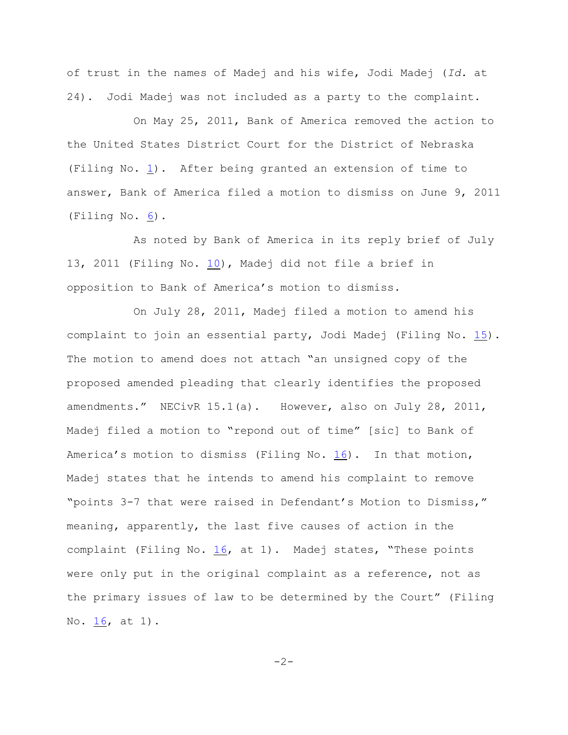of trust in the names of Madej and his wife, Jodi Madej (*Id.* at 24). Jodi Madej was not included as a party to the complaint.

On May 25, 2011, Bank of America removed the action to the United States District Court for the District of Nebraska (Filing No. 1). After being granted an extension of time to answer, Bank of America filed a motion to dismiss on June 9, 2011 (Filing No. 6).

As noted by Bank of America in its reply brief of July 13, 2011 (Filing No. 10), Madej did not file a brief in opposition to Bank of America's motion to dismiss.

On July 28, 2011, Madej filed a motion to amend his complaint to join an essential party, Jodi Madej (Filing No. 15). The motion to amend does not attach "an unsigned copy of the proposed amended pleading that clearly identifies the proposed amendments." NECivR 15.1(a). However, also on July 28, 2011, Madej filed a motion to "repond out of time" [sic] to Bank of America's motion to dismiss (Filing No. 16). In that motion, Madej states that he intends to amend his complaint to remove "points 3-7 that were raised in Defendant's Motion to Dismiss," meaning, apparently, the last five causes of action in the complaint (Filing No. 16, at 1). Madej states, "These points were only put in the original complaint as a reference, not as the primary issues of law to be determined by the Court" (Filing No. 16, at 1).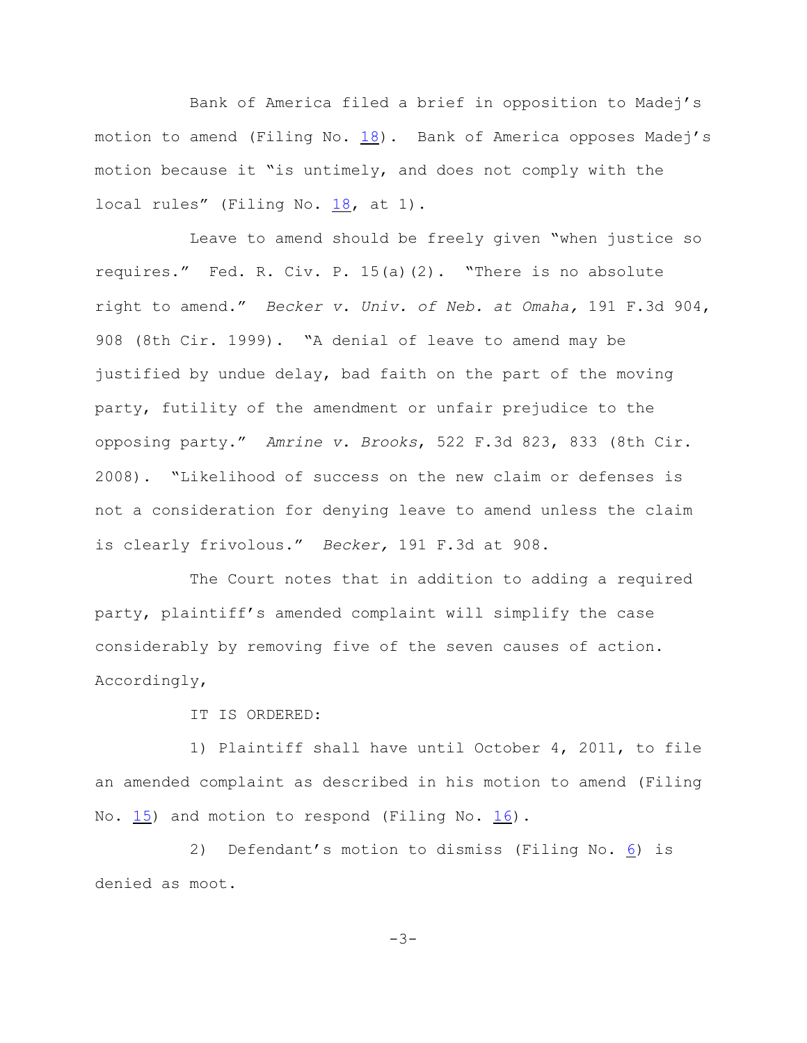Bank of America filed a brief in opposition to Madej's motion to amend (Filing No. 18). Bank of America opposes Madej's motion because it "is untimely, and does not comply with the local rules" (Filing No. 18, at 1).

Leave to amend should be freely given "when justice so requires." Fed. R. Civ. P. 15(a)(2). "There is no absolute right to amend." *Becker v. Univ. of Neb. at Omaha,* 191 F.3d 904, 908 (8th Cir. 1999). "A denial of leave to amend may be justified by undue delay, bad faith on the part of the moving party, futility of the amendment or unfair prejudice to the opposing party." *Amrine v. Brooks*, 522 F.3d 823, 833 (8th Cir. 2008). "Likelihood of success on the new claim or defenses is not a consideration for denying leave to amend unless the claim is clearly frivolous." *Becker,* 191 F.3d at 908.

The Court notes that in addition to adding a required party, plaintiff's amended complaint will simplify the case considerably by removing five of the seven causes of action. Accordingly,

IT IS ORDERED:

1) Plaintiff shall have until October 4, 2011, to file an amended complaint as described in his motion to amend (Filing No. 15) and motion to respond (Filing No. 16).

2) Defendant's motion to dismiss (Filing No. 6) is denied as moot.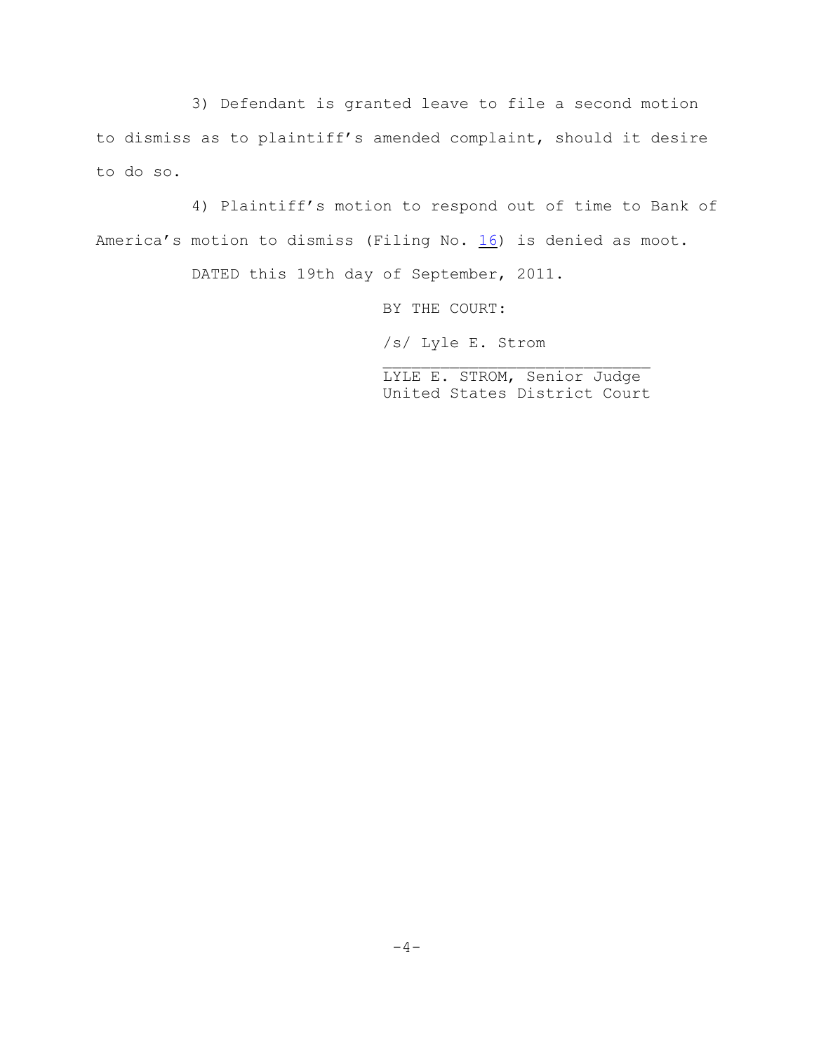3) Defendant is granted leave to file a second motion to dismiss as to plaintiff's amended complaint, should it desire to do so.

4) Plaintiff's motion to respond out of time to Bank of America's motion to dismiss (Filing No. 16) is denied as moot.

DATED this 19th day of September, 2011.

BY THE COURT:

/s/ Lyle E. Strom

LYLE E. STROM, Senior Judge
United States District Court